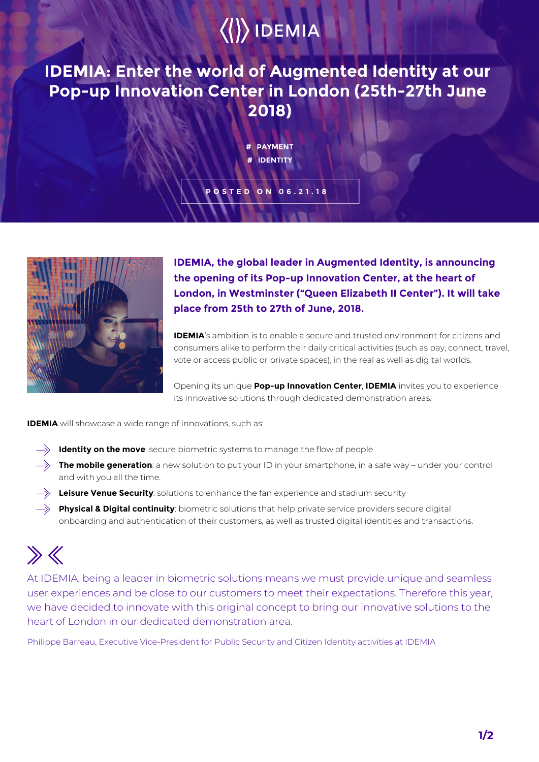# IDEMIA: Enter the world of Augmented Identity at our Pop-up Innovation Center in London (25th-27th June 2018)

# PAYMENT
# IDENTITY

POSTED ON 06.21.18

**IDEMIA, the global leader in Augmented Identity, is announcing the opening of its Pop-up Innovation Center, at the heart of London, in Westminster ("Queen Elizabeth II Center"). It will take place from 25th to 27th of June, 2018.**

**IDEMIA**'s ambition is to enable a secure and trusted environment for citizens and consumers alike to perform their daily critical activities (such as pay, connect, travel, vote or access public or private spaces), in the real as well as digital worlds.

Opening its unique **Pop-up Innovation Center**, **IDEMIA** invites you to experience its innovative solutions through dedicated demonstration areas.

**IDEMIA** will showcase a wide range of innovations, such as:

- **Identity on the move**: secure biometric systems to manage the flow of people
- **The mobile generation**: a new solution to put your ID in your smartphone, in a safe way – under your control and with you all the time.
- **Leisure Venue Security**: solutions to enhance the fan experience and stadium security
- **Physical & Digital continuity**: biometric solutions that help private service providers secure digital onboarding and authentication of their customers, as well as trusted digital identities and transactions.

> At IDEMIA, being a leader in biometric solutions means we must provide unique and seamless user experiences and be close to our customers to meet their expectations. Therefore this year, we have decided to innovate with this original concept to bring our innovative solutions to the heart of London in our dedicated demonstration area.

Philippe Barreau, Executive Vice-President for Public Security and Citizen Identity activities at IDEMIA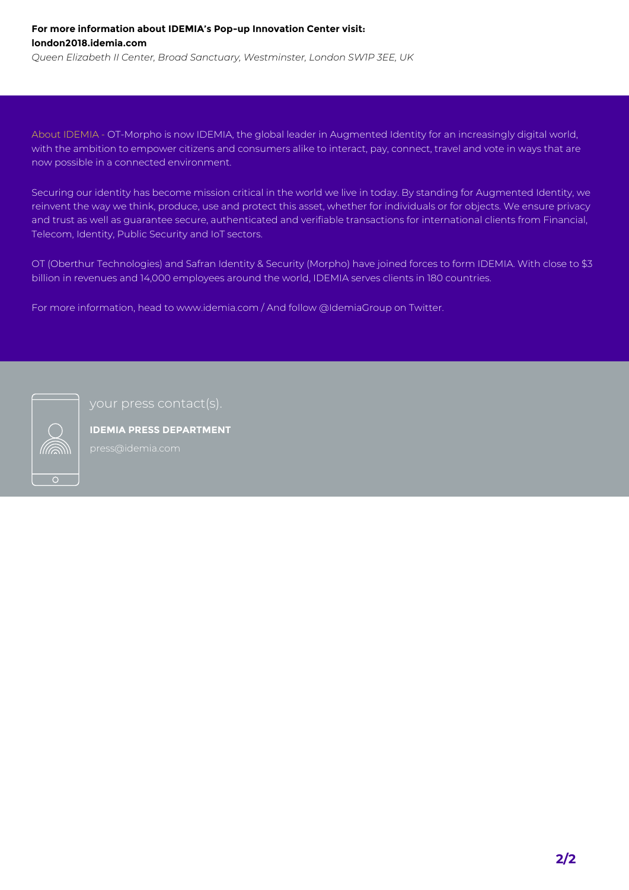**For more information about IDEMIA's Pop-up Innovation Center visit:**
**london2018.idemia.com**
*Queen Elizabeth II Center, Broad Sanctuary, Westminster, London SW1P 3EE, UK*

About IDEMIA - OT-Morpho is now IDEMIA, the global leader in Augmented Identity for an increasingly digital world, with the ambition to empower citizens and consumers alike to interact, pay, connect, travel and vote in ways that are now possible in a connected environment.

Securing our identity has become mission critical in the world we live in today. By standing for Augmented Identity, we reinvent the way we think, produce, use and protect this asset, whether for individuals or for objects. We ensure privacy and trust as well as guarantee secure, authenticated and verifiable transactions for international clients from Financial, Telecom, Identity, Public Security and IoT sectors.

OT (Oberthur Technologies) and Safran Identity & Security (Morpho) have joined forces to form IDEMIA. With close to $3 billion in revenues and 14,000 employees around the world, IDEMIA serves clients in 180 countries.

For more information, head to www.idemia.com / And follow @IdemiaGroup on Twitter.

your press contact(s).

**IDEMIA PRESS DEPARTMENT**

press@idemia.com